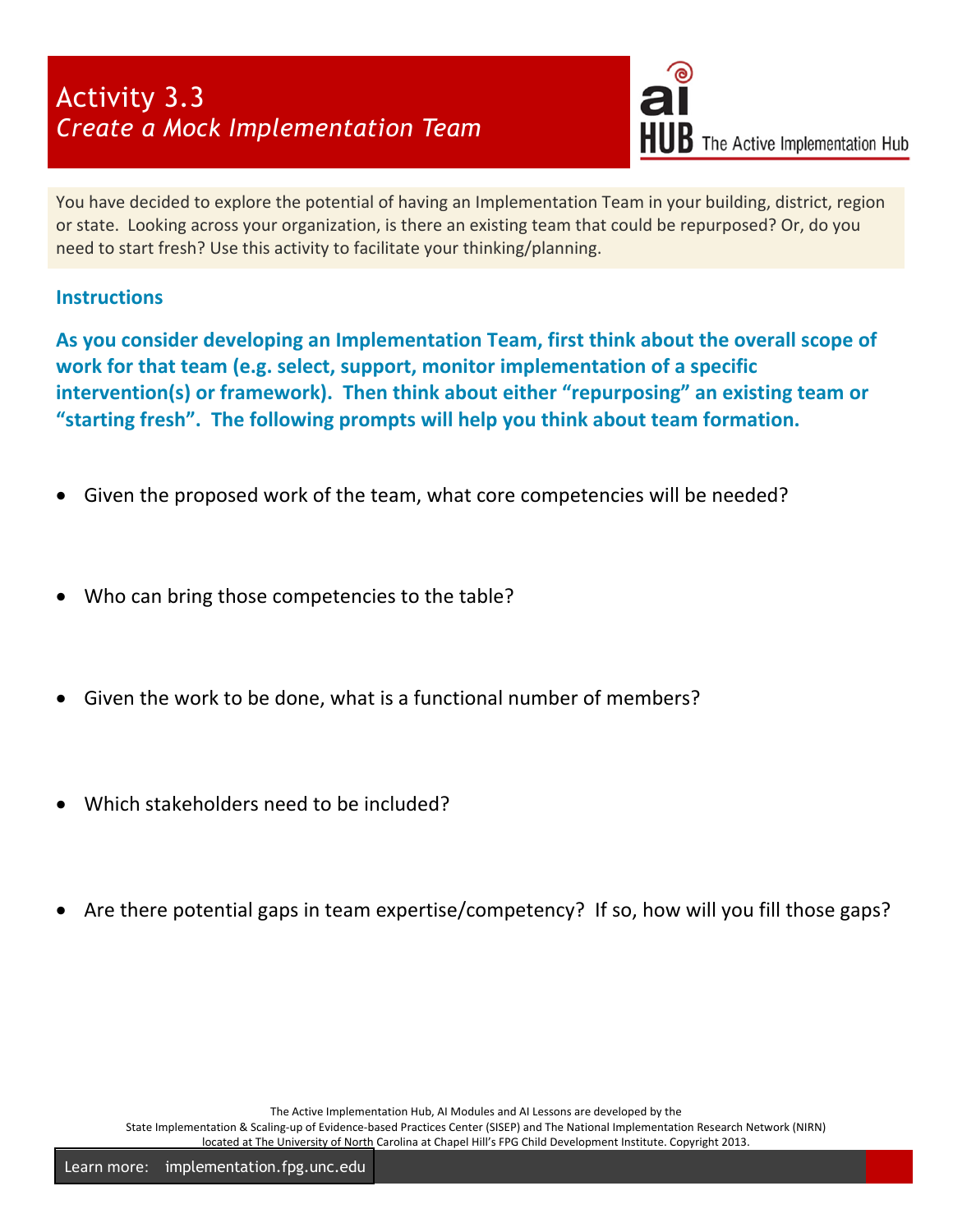# Activity 3.3
## *Create a Mock Implementation Team*

You have decided to explore the potential of having an Implementation Team in your building, district, region or state. Looking across your organization, is there an existing team that could be repurposed? Or, do you need to start fresh? Use this activity to facilitate your thinking/planning.

### Instructions

**As you consider developing an Implementation Team, first think about the overall scope of work for that team (e.g. select, support, monitor implementation of a specific intervention(s) or framework). Then think about either "repurposing" an existing team or "starting fresh". The following prompts will help you think about team formation.**

- Given the proposed work of the team, what core competencies will be needed?

- Who can bring those competencies to the table?

- Given the work to be done, what is a functional number of members?

- Which stakeholders need to be included?

- Are there potential gaps in team expertise/competency? If so, how will you fill those gaps?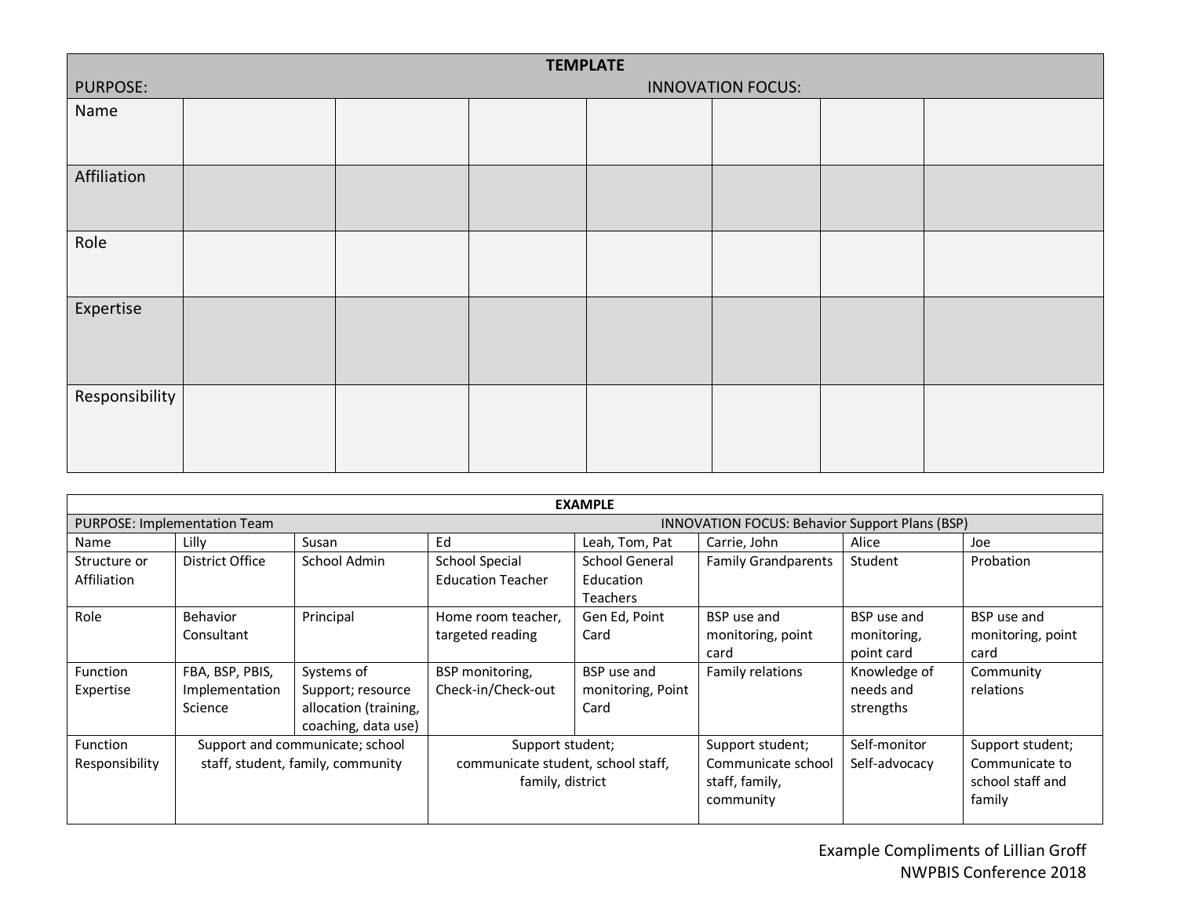| TEMPLATE | | | | | | | |
|---|---|---|---|---|---|---|---|
| PURPOSE: | | | | INNOVATION FOCUS: | | | |
| Name | | | | | | | |
| Affiliation | | | | | | | |
| Role | | | | | | | |
| Expertise | | | | | | | |
| Responsibility | | | | | | | |

| EXAMPLE | | | | | | | |
|---|---|---|---|---|---|---|---|
| PURPOSE: Implementation Team | | | | INNOVATION FOCUS: Behavior Support Plans (BSP) | | | |
| Name | Lilly | Susan | Ed | Leah, Tom, Pat | Carrie, John | Alice | Joe |
| Structure or Affiliation | District Office | School Admin | School Special Education Teacher | School General Education Teachers | Family Grandparents | Student | Probation |
| Role | Behavior Consultant | Principal | Home room teacher, targeted reading | Gen Ed, Point Card | BSP use and monitoring, point card | BSP use and monitoring, point card | BSP use and monitoring, point card |
| Function Expertise | FBA, BSP, PBIS, Implementation Science | Systems of Support; resource allocation (training, coaching, data use) | BSP monitoring, Check-in/Check-out | BSP use and monitoring, Point Card | Family relations | Knowledge of needs and strengths | Community relations |
| Function Responsibility | Support and communicate; school staff, student, family, community | | Support student; communicate student, school staff, family, district | | Support student; Communicate school staff, family, community | Self-monitor Self-advocacy | Support student; Communicate to school staff and family |

Example Compliments of Lillian Groff
NWPBIS Conference 2018